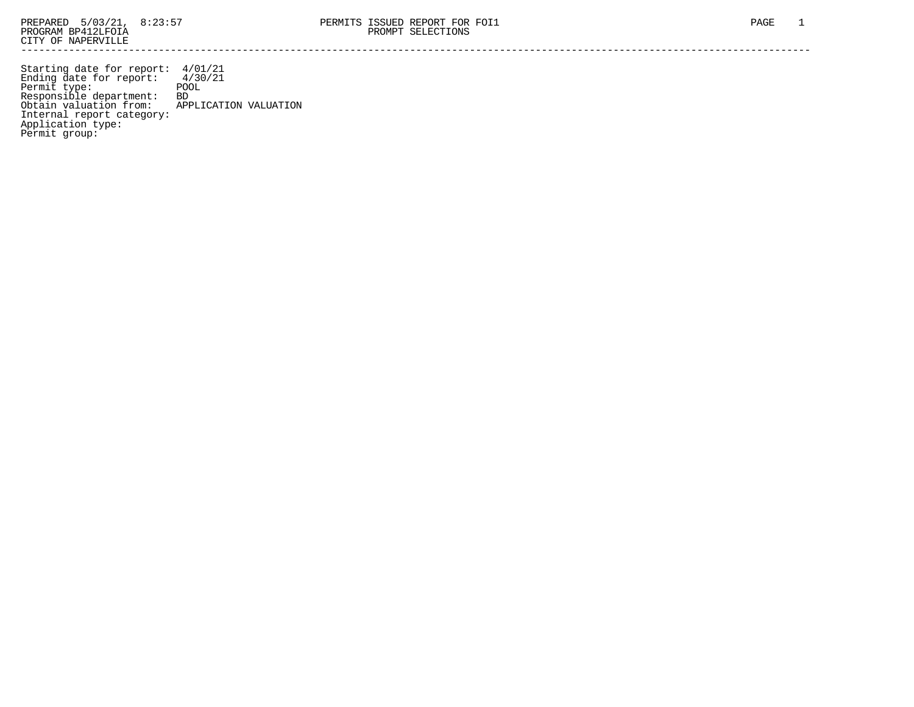PREPARED 5/03/21, 8:23:57
PROGRAM BP412LFOIA
CITY OF NAPERVILLE

PERMITS ISSUED REPORT FOR FOI1
PROMPT SELECTIONS

---

Starting date for report: 4/01/21
Ending date for report: 4/30/21
Permit type: POOL
Responsible department: BD
Obtain valuation from: APPLICATION VALUATION
Internal report category:
Application type:
Permit group: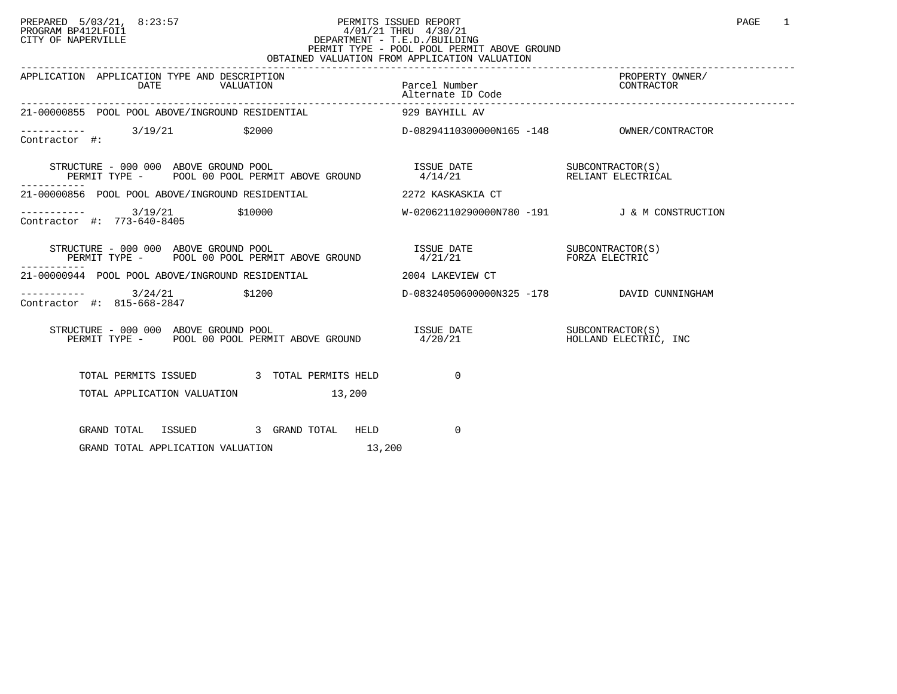PREPARED 5/03/21, 8:23:57
PROGRAM BP412LFOI1
CITY OF NAPERVILLE

# PERMITS ISSUED REPORT

4/01/21 THRU 4/30/21
DEPARTMENT - T.E.D./BUILDING
PERMIT TYPE - POOL POOL PERMIT ABOVE GROUND
OBTAINED VALUATION FROM APPLICATION VALUATION

| APPLICATION | APPLICATION TYPE AND DESCRIPTION / DATE | VALUATION | Parcel Number / Alternate ID Code | PROPERTY OWNER/ CONTRACTOR |
|---|---|---|---|---|
| 21-00000855 | POOL POOL ABOVE/INGROUND RESIDENTIAL | | 929 BAYHILL AV | |
| Contractor #: | 3/19/21 | $2000 | D-08294110300000N165 -148 | OWNER/CONTRACTOR |
| STRUCTURE - 000 000 ABOVE GROUND POOL | PERMIT TYPE - POOL 00 POOL PERMIT ABOVE GROUND | | ISSUE DATE 4/14/21 | SUBCONTRACTOR(S) RELIANT ELECTRICAL |
| 21-00000856 | POOL POOL ABOVE/INGROUND RESIDENTIAL | | 2272 KASKASKIA CT | |
| Contractor #: 773-640-8405 | 3/19/21 | $10000 | W-02062110290000N780 -191 | J & M CONSTRUCTION |
| STRUCTURE - 000 000 ABOVE GROUND POOL | PERMIT TYPE - POOL 00 POOL PERMIT ABOVE GROUND | | ISSUE DATE 4/21/21 | SUBCONTRACTOR(S) FORZA ELECTRIC |
| 21-00000944 | POOL POOL ABOVE/INGROUND RESIDENTIAL | | 2004 LAKEVIEW CT | |
| Contractor #: 815-668-2847 | 3/24/21 | $1200 | D-08324050600000N325 -178 | DAVID CUNNINGHAM |
| STRUCTURE - 000 000 ABOVE GROUND POOL | PERMIT TYPE - POOL 00 POOL PERMIT ABOVE GROUND | | ISSUE DATE 4/20/21 | SUBCONTRACTOR(S) HOLLAND ELECTRIC, INC |

TOTAL PERMITS ISSUED 3 TOTAL PERMITS HELD 0

TOTAL APPLICATION VALUATION 13,200

GRAND TOTAL ISSUED 3 GRAND TOTAL HELD 0

GRAND TOTAL APPLICATION VALUATION 13,200